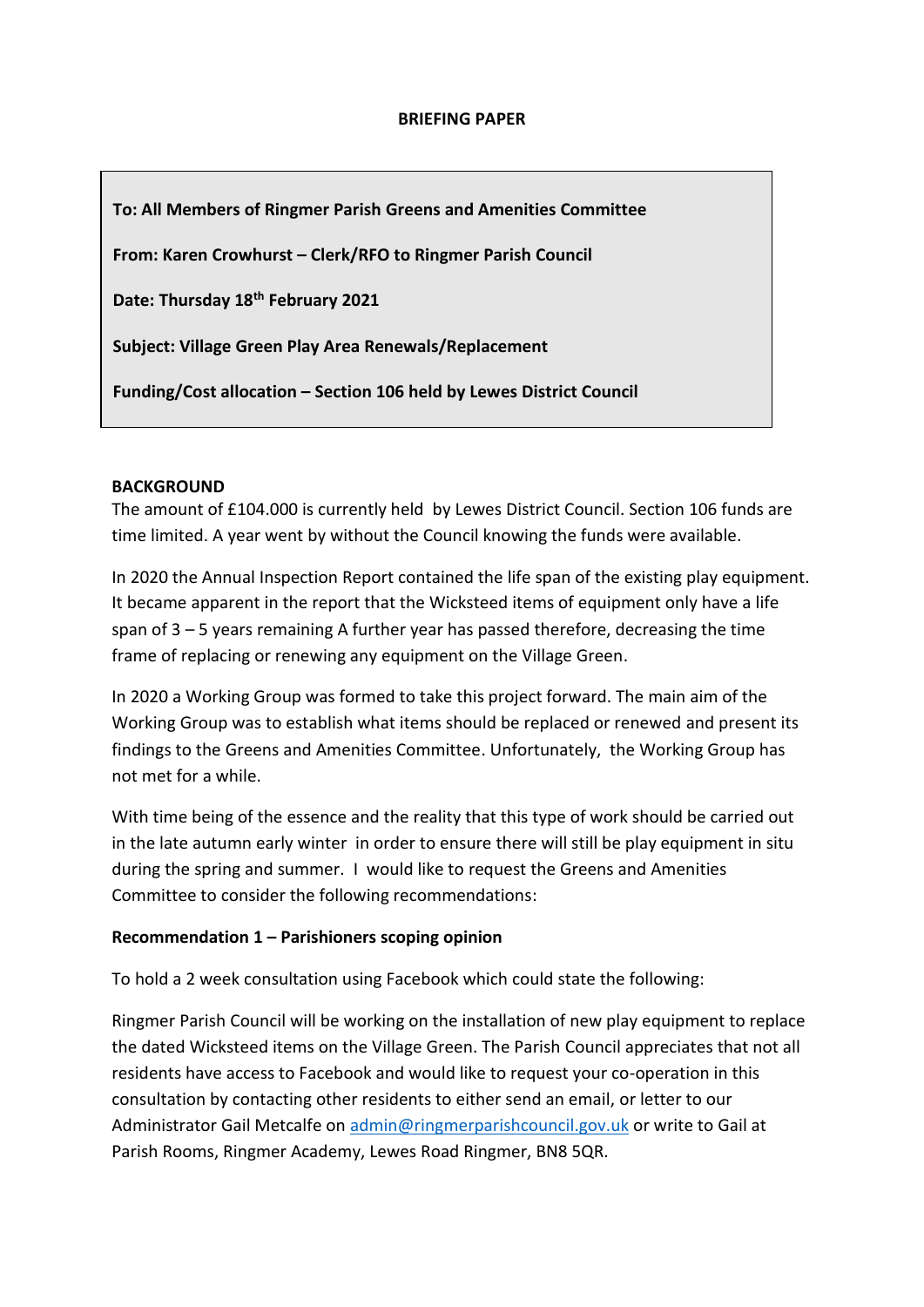**BRIEFING PAPER**

**To: All Members of Ringmer Parish Greens and Amenities Committee**

**From: Karen Crowhurst – Clerk/RFO to Ringmer Parish Council**

**Date: Thursday 18th February 2021**

**Subject: Village Green Play Area Renewals/Replacement**

**Funding/Cost allocation – Section 106 held by Lewes District Council**

**BACKGROUND**

The amount of £104.000 is currently held by Lewes District Council. Section 106 funds are time limited. A year went by without the Council knowing the funds were available.

In 2020 the Annual Inspection Report contained the life span of the existing play equipment. It became apparent in the report that the Wicksteed items of equipment only have a life span of 3 – 5 years remaining A further year has passed therefore, decreasing the time frame of replacing or renewing any equipment on the Village Green.

In 2020 a Working Group was formed to take this project forward. The main aim of the Working Group was to establish what items should be replaced or renewed and present its findings to the Greens and Amenities Committee. Unfortunately, the Working Group has not met for a while.

With time being of the essence and the reality that this type of work should be carried out in the late autumn early winter in order to ensure there will still be play equipment in situ during the spring and summer. I would like to request the Greens and Amenities Committee to consider the following recommendations:

**Recommendation 1 – Parishioners scoping opinion**

To hold a 2 week consultation using Facebook which could state the following:

Ringmer Parish Council will be working on the installation of new play equipment to replace the dated Wicksteed items on the Village Green. The Parish Council appreciates that not all residents have access to Facebook and would like to request your co-operation in this consultation by contacting other residents to either send an email, or letter to our Administrator Gail Metcalfe on admin@ringmerparishcouncil.gov.uk or write to Gail at Parish Rooms, Ringmer Academy, Lewes Road Ringmer, BN8 5QR.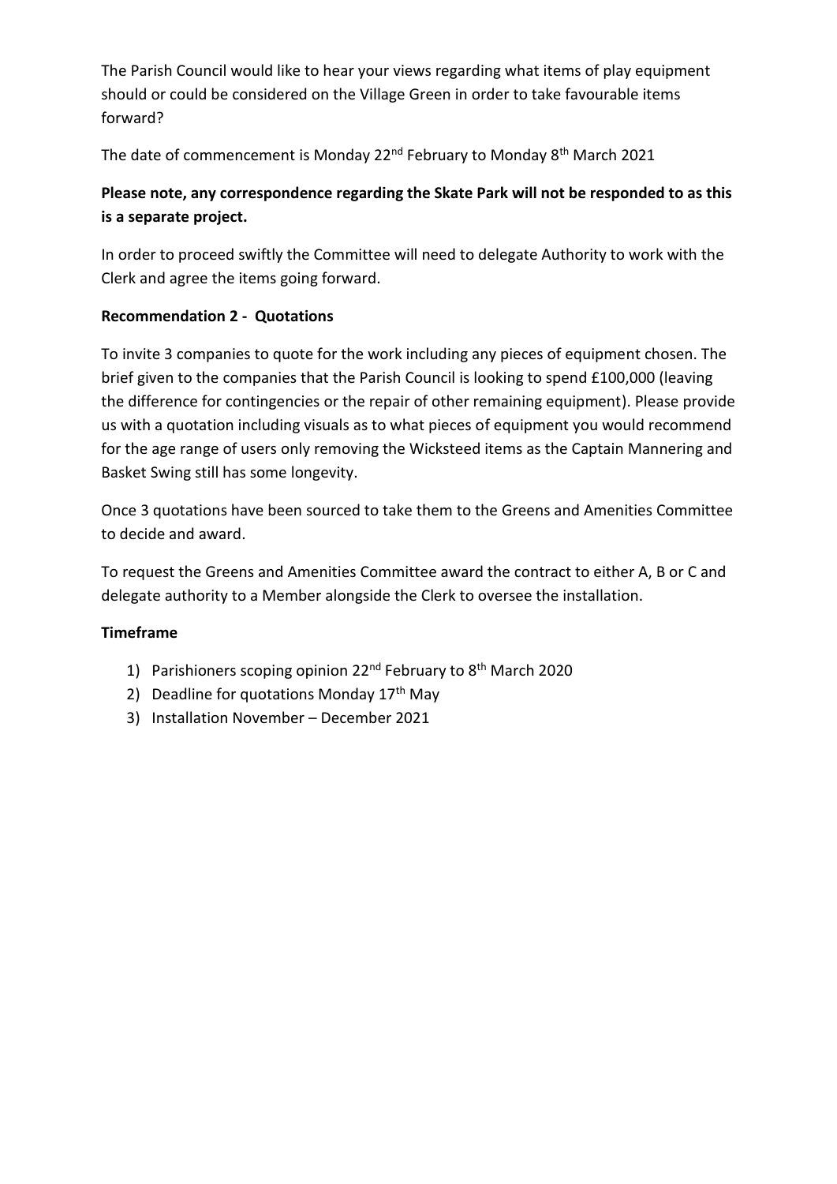The Parish Council would like to hear your views regarding what items of play equipment should or could be considered on the Village Green in order to take favourable items forward?

The date of commencement is Monday 22nd February to Monday 8th March 2021

**Please note, any correspondence regarding the Skate Park will not be responded to as this is a separate project.**

In order to proceed swiftly the Committee will need to delegate Authority to work with the Clerk and agree the items going forward.

**Recommendation 2 - Quotations**

To invite 3 companies to quote for the work including any pieces of equipment chosen. The brief given to the companies that the Parish Council is looking to spend £100,000 (leaving the difference for contingencies or the repair of other remaining equipment). Please provide us with a quotation including visuals as to what pieces of equipment you would recommend for the age range of users only removing the Wicksteed items as the Captain Mannering and Basket Swing still has some longevity.

Once 3 quotations have been sourced to take them to the Greens and Amenities Committee to decide and award.

To request the Greens and Amenities Committee award the contract to either A, B or C and delegate authority to a Member alongside the Clerk to oversee the installation.

**Timeframe**

1) Parishioners scoping opinion 22nd February to 8th March 2020
2) Deadline for quotations Monday 17th May
3) Installation November – December 2021